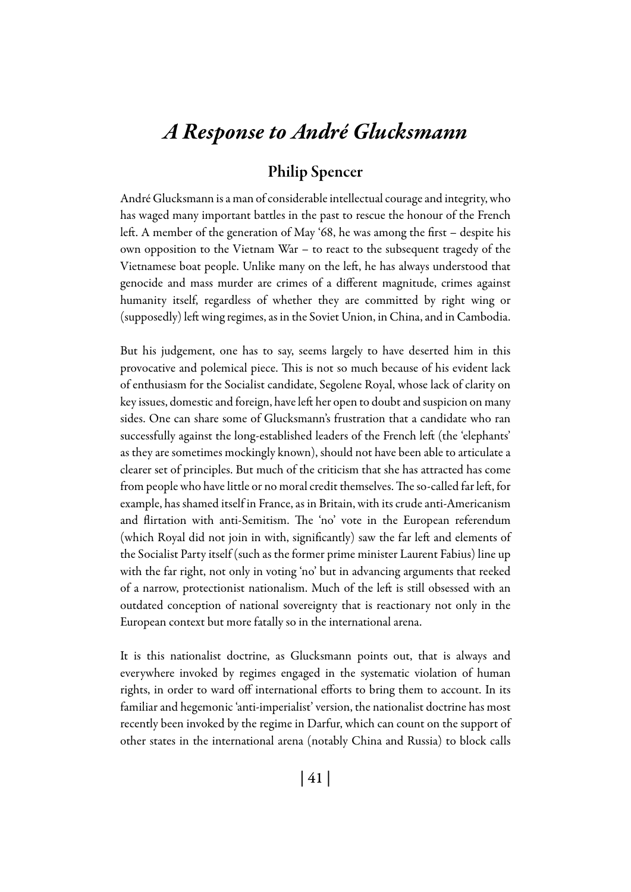# *A Response to André Glucksmann*

## Philip Spencer

André Glucksmann is a man of considerable intellectual courage and integrity, who has waged many important battles in the past to rescue the honour of the French left. A member of the generation of May '68, he was among the first – despite his own opposition to the Vietnam War – to react to the subsequent tragedy of the Vietnamese boat people. Unlike many on the left, he has always understood that genocide and mass murder are crimes of a different magnitude, crimes against humanity itself, regardless of whether they are committed by right wing or (supposedly) left wing regimes, as in the Soviet Union, in China, and in Cambodia.

But his judgement, one has to say, seems largely to have deserted him in this provocative and polemical piece. This is not so much because of his evident lack of enthusiasm for the Socialist candidate, Segolene Royal, whose lack of clarity on key issues, domestic and foreign, have left her open to doubt and suspicion on many sides. One can share some of Glucksmann's frustration that a candidate who ran successfully against the long-established leaders of the French left (the 'elephants' as they are sometimes mockingly known), should not have been able to articulate a clearer set of principles. But much of the criticism that she has attracted has come from people who have little or no moral credit themselves. The so-called far left, for example, has shamed itself in France, as in Britain, with its crude anti-Americanism and flirtation with anti-Semitism. The 'no' vote in the European referendum (which Royal did not join in with, significantly) saw the far left and elements of the Socialist Party itself (such as the former prime minister Laurent Fabius) line up with the far right, not only in voting 'no' but in advancing arguments that reeked of a narrow, protectionist nationalism. Much of the left is still obsessed with an outdated conception of national sovereignty that is reactionary not only in the European context but more fatally so in the international arena.

It is this nationalist doctrine, as Glucksmann points out, that is always and everywhere invoked by regimes engaged in the systematic violation of human rights, in order to ward off international efforts to bring them to account. In its familiar and hegemonic 'anti-imperialist' version, the nationalist doctrine has most recently been invoked by the regime in Darfur, which can count on the support of other states in the international arena (notably China and Russia) to block calls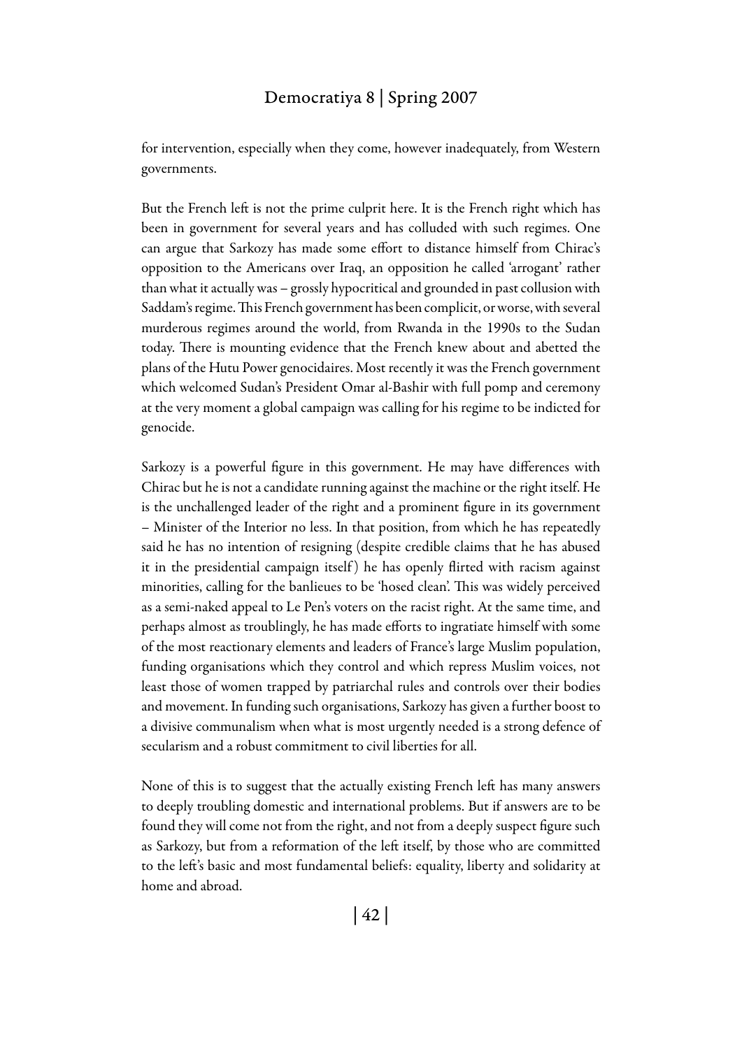for intervention, especially when they come, however inadequately, from Western governments.

But the French left is not the prime culprit here. It is the French right which has been in government for several years and has colluded with such regimes. One can argue that Sarkozy has made some effort to distance himself from Chirac's opposition to the Americans over Iraq, an opposition he called 'arrogant' rather than what it actually was – grossly hypocritical and grounded in past collusion with Saddam's regime. This French government has been complicit, or worse, with several murderous regimes around the world, from Rwanda in the 1990s to the Sudan today. There is mounting evidence that the French knew about and abetted the plans of the Hutu Power genocidaires. Most recently it was the French government which welcomed Sudan's President Omar al-Bashir with full pomp and ceremony at the very moment a global campaign was calling for his regime to be indicted for genocide.

Sarkozy is a powerful figure in this government. He may have differences with Chirac but he is not a candidate running against the machine or the right itself. He is the unchallenged leader of the right and a prominent figure in its government – Minister of the Interior no less. In that position, from which he has repeatedly said he has no intention of resigning (despite credible claims that he has abused it in the presidential campaign itself) he has openly flirted with racism against minorities, calling for the banlieues to be 'hosed clean'. This was widely perceived as a semi-naked appeal to Le Pen's voters on the racist right. At the same time, and perhaps almost as troublingly, he has made efforts to ingratiate himself with some of the most reactionary elements and leaders of France's large Muslim population, funding organisations which they control and which repress Muslim voices, not least those of women trapped by patriarchal rules and controls over their bodies and movement. In funding such organisations, Sarkozy has given a further boost to a divisive communalism when what is most urgently needed is a strong defence of secularism and a robust commitment to civil liberties for all.

None of this is to suggest that the actually existing French left has many answers to deeply troubling domestic and international problems. But if answers are to be found they will come not from the right, and not from a deeply suspect figure such as Sarkozy, but from a reformation of the left itself, by those who are committed to the left's basic and most fundamental beliefs: equality, liberty and solidarity at home and abroad.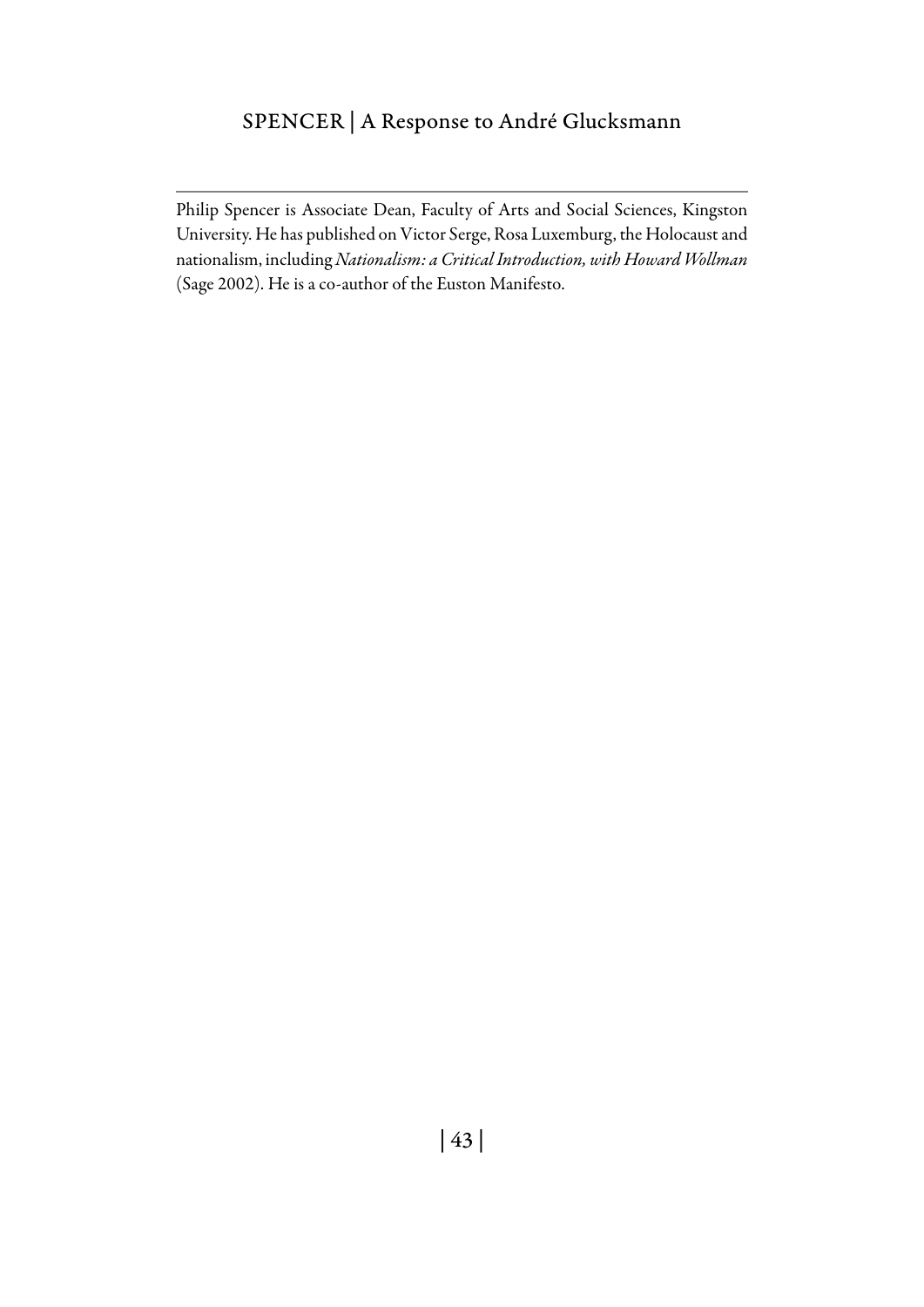Philip Spencer is Associate Dean, Faculty of Arts and Social Sciences, Kingston University. He has published on Victor Serge, Rosa Luxemburg, the Holocaust and nationalism, including *Nationalism: a Critical Introduction, with Howard Wollman* (Sage 2002). He is a co-author of the Euston Manifesto.